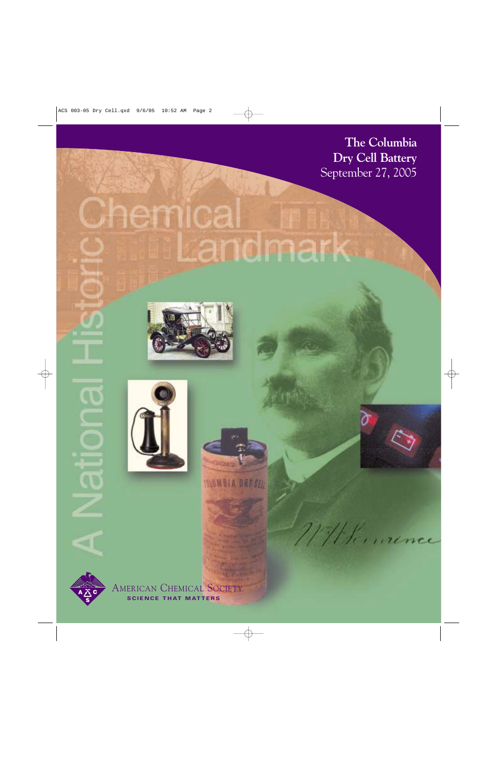# The Columbia Dry Cell Battery

September 27, 2005

# A National Historic Chemical Landmark

American Chemical Society

SCIENCE THAT MATTERS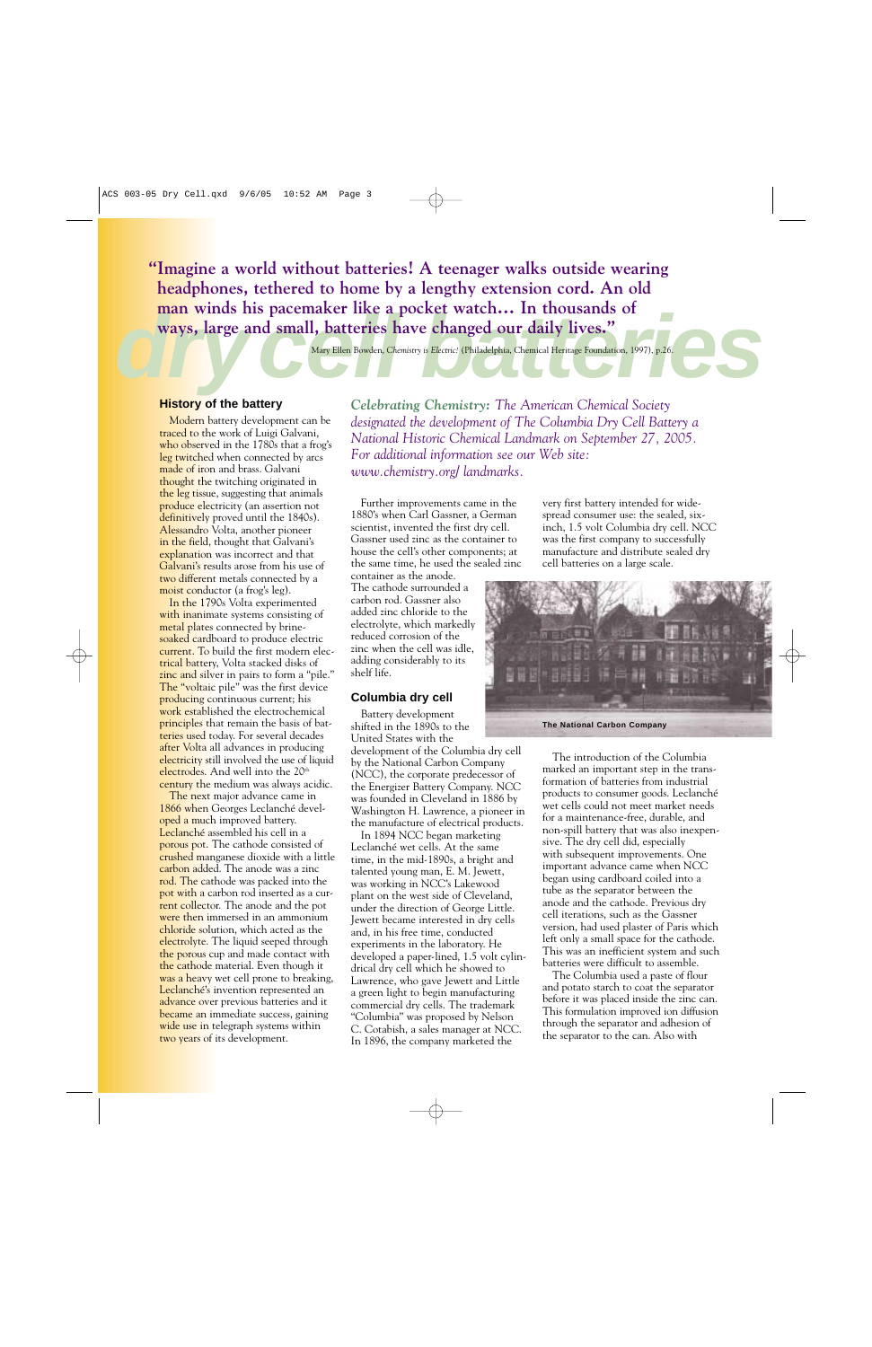# dry cell batteries

**"Imagine a world without batteries! A teenager walks outside wearing headphones, tethered to home by a lengthy extension cord. An old man winds his pacemaker like a pocket watch… In thousands of ways, large and small, batteries have changed our daily lives."**

Mary Ellen Bowden, *Chemistry is Electric!* (Philadelphia, Chemical Heritage Foundation, 1997), p.26.

*Celebrating Chemistry: The American Chemical Society designated the development of The Columbia Dry Cell Battery a National Historic Chemical Landmark on September 27, 2005. For additional information see our Web site: www.chemistry.org/ landmarks.*

## History of the battery

Modern battery development can be traced to the work of Luigi Galvani, who observed in the 1780s that a frog's leg twitched when connected by arcs made of iron and brass. Galvani thought the twitching originated in the leg tissue, suggesting that animals produce electricity (an assertion not definitively proved until the 1840s). Alessandro Volta, another pioneer in the field, thought that Galvani's explanation was incorrect and that Galvani's results arose from his use of two different metals connected by a moist conductor (a frog's leg).

In the 1790s Volta experimented with inanimate systems consisting of metal plates connected by brine-soaked cardboard to produce electric current. To build the first modern electrical battery, Volta stacked disks of zinc and silver in pairs to form a "pile." The "voltaic pile" was the first device producing continuous current; his work established the electrochemical principles that remain the basis of batteries used today. For several decades after Volta all advances in producing electricity still involved the use of liquid electrodes. And well into the 20th century the medium was always acidic.

The next major advance came in 1866 when Georges Leclanché developed a much improved battery. Leclanché assembled his cell in a porous pot. The cathode consisted of crushed manganese dioxide with a little carbon added. The anode was a zinc rod. The cathode was packed into the pot with a carbon rod inserted as a current collector. The anode and the pot were then immersed in an ammonium chloride solution, which acted as the electrolyte. The liquid seeped through the porous cup and made contact with the cathode material. Even though it was a heavy wet cell prone to breaking, Leclanché's invention represented an advance over previous batteries and it became an immediate success, gaining wide use in telegraph systems within two years of its development.

Further improvements came in the 1880's when Carl Gassner, a German scientist, invented the first dry cell. Gassner used zinc as the container to house the cell's other components; at the same time, he used the sealed zinc container as the anode. The cathode surrounded a carbon rod. Gassner also added zinc chloride to the electrolyte, which markedly reduced corrosion of the zinc when the cell was idle, adding considerably to its shelf life.

## Columbia dry cell

Battery development shifted in the 1890s to the United States with the development of the Columbia dry cell by the National Carbon Company (NCC), the corporate predecessor of the Energizer Battery Company. NCC was founded in Cleveland in 1886 by Washington H. Lawrence, a pioneer in the manufacture of electrical products.

In 1894 NCC began marketing Leclanché wet cells. At the same time, in the mid-1890s, a bright and talented young man, E. M. Jewett, was working in NCC's Lakewood plant on the west side of Cleveland, under the direction of George Little. Jewett became interested in dry cells and, in his free time, conducted experiments in the laboratory. He developed a paper-lined, 1.5 volt cylindrical dry cell which he showed to Lawrence, who gave Jewett and Little a green light to begin manufacturing commercial dry cells. The trademark "Columbia" was proposed by Nelson C. Cotabish, a sales manager at NCC. In 1896, the company marketed the very first battery intended for widespread consumer use: the sealed, six-inch, 1.5 volt Columbia dry cell. NCC was the first company to successfully manufacture and distribute sealed dry cell batteries on a large scale.

The National Carbon Company

The introduction of the Columbia marked an important step in the transformation of batteries from industrial products to consumer goods. Leclanché wet cells could not meet market needs for a maintenance-free, durable, and non-spill battery that was also inexpensive. The dry cell did, especially with subsequent improvements. One important advance came when NCC began using cardboard coiled into a tube as the separator between the anode and the cathode. Previous dry cell iterations, such as the Gassner version, had used plaster of Paris which left only a small space for the cathode. This was an inefficient system and such batteries were difficult to assemble.

The Columbia used a paste of flour and potato starch to coat the separator before it was placed inside the zinc can. This formulation improved ion diffusion through the separator and adhesion of the separator to the can. Also with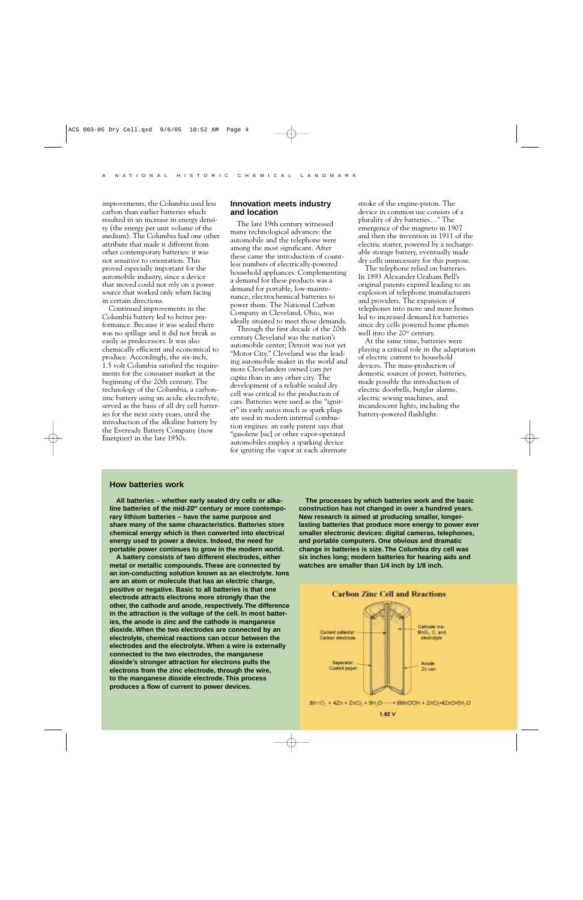improvements, the Columbia used less carbon than earlier batteries which resulted in an increase in energy density (the energy per unit volume of the medium). The Columbia had one other attribute that made it different from other contemporary batteries: it was not sensitive to orientation. This proved especially important for the automobile industry, since a device that moved could not rely on a power source that worked only when facing in certain directions.

Continued improvements in the Columbia battery led to better performance. Because it was sealed there was no spillage and it did not break as easily as predecessors. It was also chemically efficient and economical to produce. Accordingly, the six-inch, 1.5 volt Columbia satisfied the requirements for the consumer market at the beginning of the 20th century. The technology of the Columbia, a carbon-zinc battery using an acidic electrolyte, served as the basis of all dry cell batteries for the next sixty years, until the introduction of the alkaline battery by the Eveready Battery Company (now Energizer) in the late 1950s.

## Innovation meets industry and location

The late 19th century witnessed many technological advances: the automobile and the telephone were among the most significant. After these came the introduction of countless numbers of electrically-powered household appliances. Complementing a demand for these products was a demand for portable, low-maintenance, electrochemical batteries to power them. The National Carbon Company in Cleveland, Ohio, was ideally situated to meet those demands.

Through the first decade of the 20th century Cleveland was the nation's automobile center; Detroit was not yet "Motor City." Cleveland was the leading automobile maker in the world and more Clevelanders owned cars *per capita* than in any other city. The development of a reliable sealed dry cell was critical to the production of cars. Batteries were used as the "igniter" in early autos much as spark plugs are used in modern internal combustion engines: an early patent says that "gasolene [sic] or other vapor-operated automobiles employ a sparking device for igniting the vapor at each alternate stroke of the engine-piston. The device in common use consists of a plurality of dry batteries…" The emergence of the magneto in 1907 and then the invention in 1911 of the electric starter, powered by a rechargeable storage battery, eventually made dry cells unnecessary for this purpose.

The telephone relied on batteries. In 1893 Alexander Graham Bell's original patents expired leading to an explosion of telephone manufacturers and providers. The expansion of telephones into more and more homes led to increased demand for batteries since dry cells powered home phones well into the 20th century.

At the same time, batteries were playing a critical role in the adaptation of electric current to household devices. The mass-production of domestic sources of power, batteries, made possible the introduction of electric doorbells, burglar alarms, electric sewing machines, and incandescent lights, including the battery-powered flashlight.

## How batteries work

**All batteries – whether early sealed dry cells or alkaline batteries of the mid-20th century or more contemporary lithium batteries – have the same purpose and share many of the same characteristics. Batteries store chemical energy which is then converted into electrical energy used to power a device. Indeed, the need for portable power continues to grow in the modern world.**

**A battery consists of two different electrodes, either metal or metallic compounds. These are connected by an ion-conducting solution known as an electrolyte. Ions are an atom or molecule that has an electric charge, positive or negative. Basic to all batteries is that one electrode attracts electrons more strongly than the other, the cathode and anode, respectively. The difference in the attraction is the voltage of the cell. In most batteries, the anode is zinc and the cathode is manganese dioxide. When the two electrodes are connected by an electrolyte, chemical reactions can occur between the electrodes and the electrolyte. When a wire is externally connected to the two electrodes, the manganese dioxide's stronger attraction for electrons pulls the electrons from the zinc electrode, through the wire, to the manganese dioxide electrode. This process produces a flow of current to power devices.**

**The processes by which batteries work and the basic construction has not changed in over a hundred years. New research is aimed at producing smaller, longer-lasting batteries that produce more energy to power ever smaller electronic devices: digital cameras, telephones, and portable computers. One obvious and dramatic change in batteries is size. The Columbia dry cell was six inches long; modern batteries for hearing aids and watches are smaller than 1/4 inch by 1/8 inch.**

**Carbon Zinc Cell and Reactions**

Current collector: Carbon electrode

Separator: Coated paper

Cathode mix: $MnO_2$, C, and electrolyte

Anode: Zn can

$$8MnO_2 + 4Zn + ZnCl_2 + 9H_2O \rightarrow 8MnOOH + ZnCl_2{\cdot}4ZnO{\cdot}5H_2O$$

1.62 V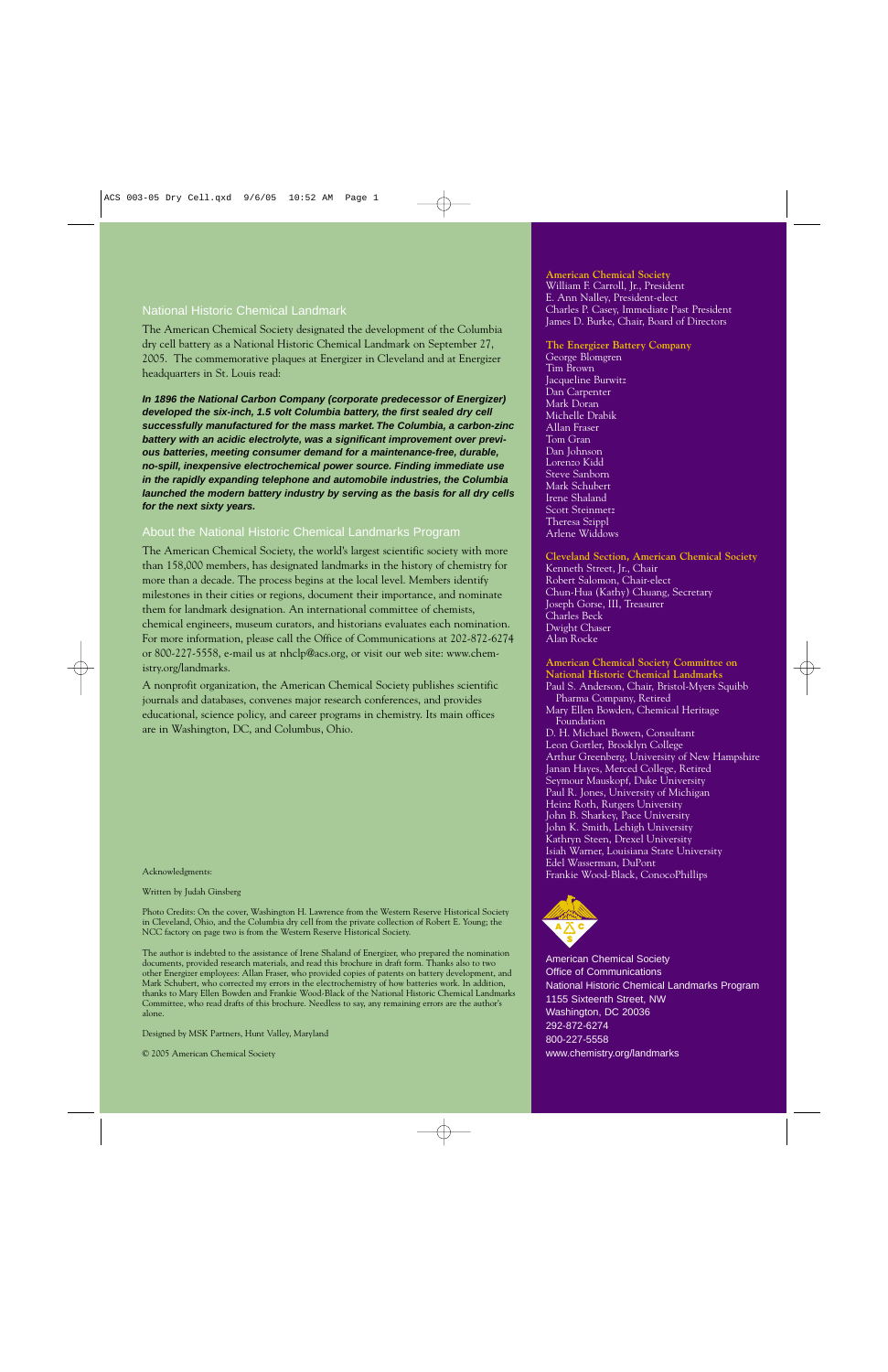## National Historic Chemical Landmark

The American Chemical Society designated the development of the Columbia dry cell battery as a National Historic Chemical Landmark on September 27, 2005. The commemorative plaques at Energizer in Cleveland and at Energizer headquarters in St. Louis read:

***In 1896 the National Carbon Company (corporate predecessor of Energizer) developed the six-inch, 1.5 volt Columbia battery, the first sealed dry cell successfully manufactured for the mass market. The Columbia, a carbon-zinc battery with an acidic electrolyte, was a significant improvement over previous batteries, meeting consumer demand for a maintenance-free, durable, no-spill, inexpensive electrochemical power source. Finding immediate use in the rapidly expanding telephone and automobile industries, the Columbia launched the modern battery industry by serving as the basis for all dry cells for the next sixty years.***

## About the National Historic Chemical Landmarks Program

The American Chemical Society, the world's largest scientific society with more than 158,000 members, has designated landmarks in the history of chemistry for more than a decade. The process begins at the local level. Members identify milestones in their cities or regions, document their importance, and nominate them for landmark designation. An international committee of chemists, chemical engineers, museum curators, and historians evaluates each nomination. For more information, please call the Office of Communications at 202-872-6274 or 800-227-5558, e-mail us at nhclp@acs.org, or visit our web site: www.chemistry.org/landmarks.

A nonprofit organization, the American Chemical Society publishes scientific journals and databases, convenes major research conferences, and provides educational, science policy, and career programs in chemistry. Its main offices are in Washington, DC, and Columbus, Ohio.

Acknowledgments:

Written by Judah Ginsberg

Photo Credits: On the cover, Washington H. Lawrence from the Western Reserve Historical Society in Cleveland, Ohio, and the Columbia dry cell from the private collection of Robert E. Young; the NCC factory on page two is from the Western Reserve Historical Society.

The author is indebted to the assistance of Irene Shaland of Energizer, who prepared the nomination documents, provided research materials, and read this brochure in draft form. Thanks also to two other Energizer employees: Allan Fraser, who provided copies of patents on battery development, and Mark Schubert, who corrected my errors in the electrochemistry of how batteries work. In addition, thanks to Mary Ellen Bowden and Frankie Wood-Black of the National Historic Chemical Landmarks Committee, who read drafts of this brochure. Needless to say, any remaining errors are the author's alone.

Designed by MSK Partners, Hunt Valley, Maryland

© 2005 American Chemical Society

### American Chemical Society

William F. Carroll, Jr., President
E. Ann Nalley, President-elect
Charles P. Casey, Immediate Past President
James D. Burke, Chair, Board of Directors

### The Energizer Battery Company

George Blomgren
Tim Brown
Jacqueline Burwitz
Dan Carpenter
Mark Doran
Michelle Drabik
Allan Fraser
Tom Gran
Dan Johnson
Lorenzo Kidd
Steve Sanborn
Mark Schubert
Irene Shaland
Scott Steinmetz
Theresa Szippl
Arlene Widdows

### Cleveland Section, American Chemical Society

Kenneth Street, Jr., Chair
Robert Salomon, Chair-elect
Chun-Hua (Kathy) Chuang, Secretary
Joseph Gorse, III, Treasurer
Charles Beck
Dwight Chaser
Alan Rocke

### American Chemical Society Committee on National Historic Chemical Landmarks

Paul S. Anderson, Chair, Bristol-Myers Squibb Pharma Company, Retired
Mary Ellen Bowden, Chemical Heritage Foundation
D. H. Michael Bowen, Consultant
Leon Gortler, Brooklyn College
Arthur Greenberg, University of New Hampshire
Janan Hayes, Merced College, Retired
Seymour Mauskopf, Duke University
Paul R. Jones, University of Michigan
Heinz Roth, Rutgers University
John B. Sharkey, Pace University
John K. Smith, Lehigh University
Kathryn Steen, Drexel University
Isiah Warner, Louisiana State University
Edel Wasserman, DuPont
Frankie Wood-Black, ConocoPhillips

American Chemical Society
Office of Communications
National Historic Chemical Landmarks Program
1155 Sixteenth Street, NW
Washington, DC 20036
292-872-6274
800-227-5558
www.chemistry.org/landmarks